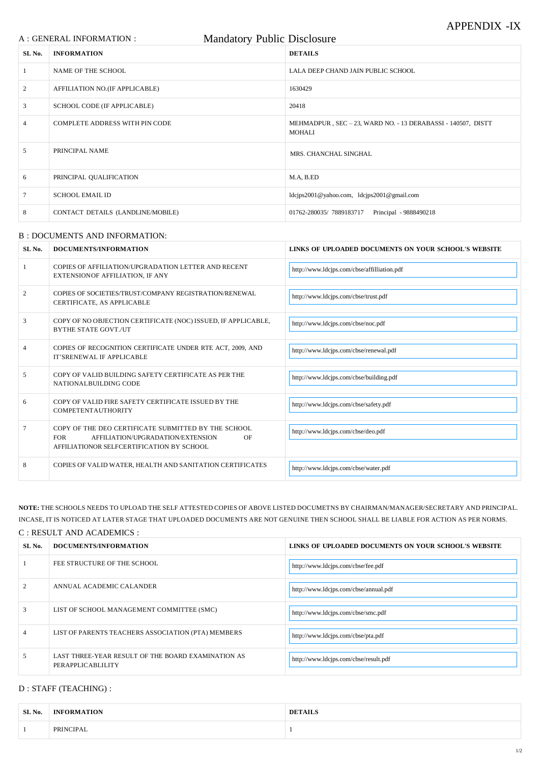# APPENDIX -IX

## Mandatory Public Disclosure

### A : GENERAL INFORMATION :

| SL No. | INFORMATION | DETAILS |
|---|---|---|
| 1 | NAME OF THE SCHOOL | LALA DEEP CHAND JAIN PUBLIC SCHOOL |
| 2 | AFFILIATION NO.(IF APPLICABLE) | 1630429 |
| 3 | SCHOOL CODE (IF APPLICABLE) | 20418 |
| 4 | COMPLETE ADDRESS WITH PIN CODE | MEHMADPUR , SEC – 23, WARD NO. - 13 DERABASSI - 140507, DISTT MOHALI |
| 5 | PRINCIPAL NAME | MRS. CHANCHAL SINGHAL |
| 6 | PRINCIPAL QUALIFICATION | M.A, B.ED |
| 7 | SCHOOL EMAIL ID | ldcjps2001@yahoo.com, ldcjps2001@gmail.com |
| 8 | CONTACT DETAILS (LANDLINE/MOBILE) | 01762-280035/ 7889183717 Principal - 9888490218 |

### B : DOCUMENTS AND INFORMATION:

| SL No. | DOCUMENTS/INFORMATION | LINKS OF UPLOADED DOCUMENTS ON YOUR SCHOOL'S WEBSITE |
|---|---|---|
| 1 | COPIES OF AFFILIATION/UPGRADATION LETTER AND RECENT EXTENSIONOF AFFILIATION, IF ANY | http://www.ldcjps.com/cbse/affilliation.pdf |
| 2 | COPIES OF SOCIETIES/TRUST/COMPANY REGISTRATION/RENEWAL CERTIFICATE, AS APPLICABLE | http://www.ldcjps.com/cbse/trust.pdf |
| 3 | COPY OF NO OBJECTION CERTIFICATE (NOC) ISSUED, IF APPLICABLE, BYTHE STATE GOVT./UT | http://www.ldcjps.com/cbse/noc.pdf |
| 4 | COPIES OF RECOGNITION CERTIFICATE UNDER RTE ACT, 2009, AND IT'SRENEWAL IF APPLICABLE | http://www.ldcjps.com/cbse/renewal.pdf |
| 5 | COPY OF VALID BUILDING SAFETY CERTIFICATE AS PER THE NATIONALBUILDING CODE | http://www.ldcjps.com/cbse/building.pdf |
| 6 | COPY OF VALID FIRE SAFETY CERTIFICATE ISSUED BY THE COMPETENTAUTHORITY | http://www.ldcjps.com/cbse/safety.pdf |
| 7 | COPY OF THE DEO CERTIFICATE SUBMITTED BY THE SCHOOL FOR AFFILIATION/UPGRADATION/EXTENSION OF AFFILIATIONOR SELFCERTIFICATION BY SCHOOL | http://www.ldcjps.com/cbse/deo.pdf |
| 8 | COPIES OF VALID WATER, HEALTH AND SANITATION CERTIFICATES | http://www.ldcjps.com/cbse/water.pdf |

**NOTE:** THE SCHOOLS NEEDS TO UPLOAD THE SELF ATTESTED COPIES OF ABOVE LISTED DOCUMETNS BY CHAIRMAN/MANAGER/SECRETARY AND PRINCIPAL. INCASE, IT IS NOTICED AT LATER STAGE THAT UPLOADED DOCUMENTS ARE NOT GENUINE THEN SCHOOL SHALL BE LIABLE FOR ACTION AS PER NORMS.

### C : RESULT AND ACADEMICS :

| SL No. | DOCUMENTS/INFORMATION | LINKS OF UPLOADED DOCUMENTS ON YOUR SCHOOL'S WEBSITE |
|---|---|---|
| 1 | FEE STRUCTURE OF THE SCHOOL | http://www.ldcjps.com/cbse/fee.pdf |
| 2 | ANNUAL ACADEMIC CALANDER | http://www.ldcjps.com/cbse/annual.pdf |
| 3 | LIST OF SCHOOL MANAGEMENT COMMITTEE (SMC) | http://www.ldcjps.com/cbse/smc.pdf |
| 4 | LIST OF PARENTS TEACHERS ASSOCIATION (PTA) MEMBERS | http://www.ldcjps.com/cbse/pta.pdf |
| 5 | LAST THREE-YEAR RESULT OF THE BOARD EXAMINATION AS PERAPPLICABLILITY | http://www.ldcjps.com/cbse/result.pdf |

### D : STAFF (TEACHING) :

| SL No. | INFORMATION | DETAILS |
|---|---|---|
| 1 | PRINCIPAL | 1 |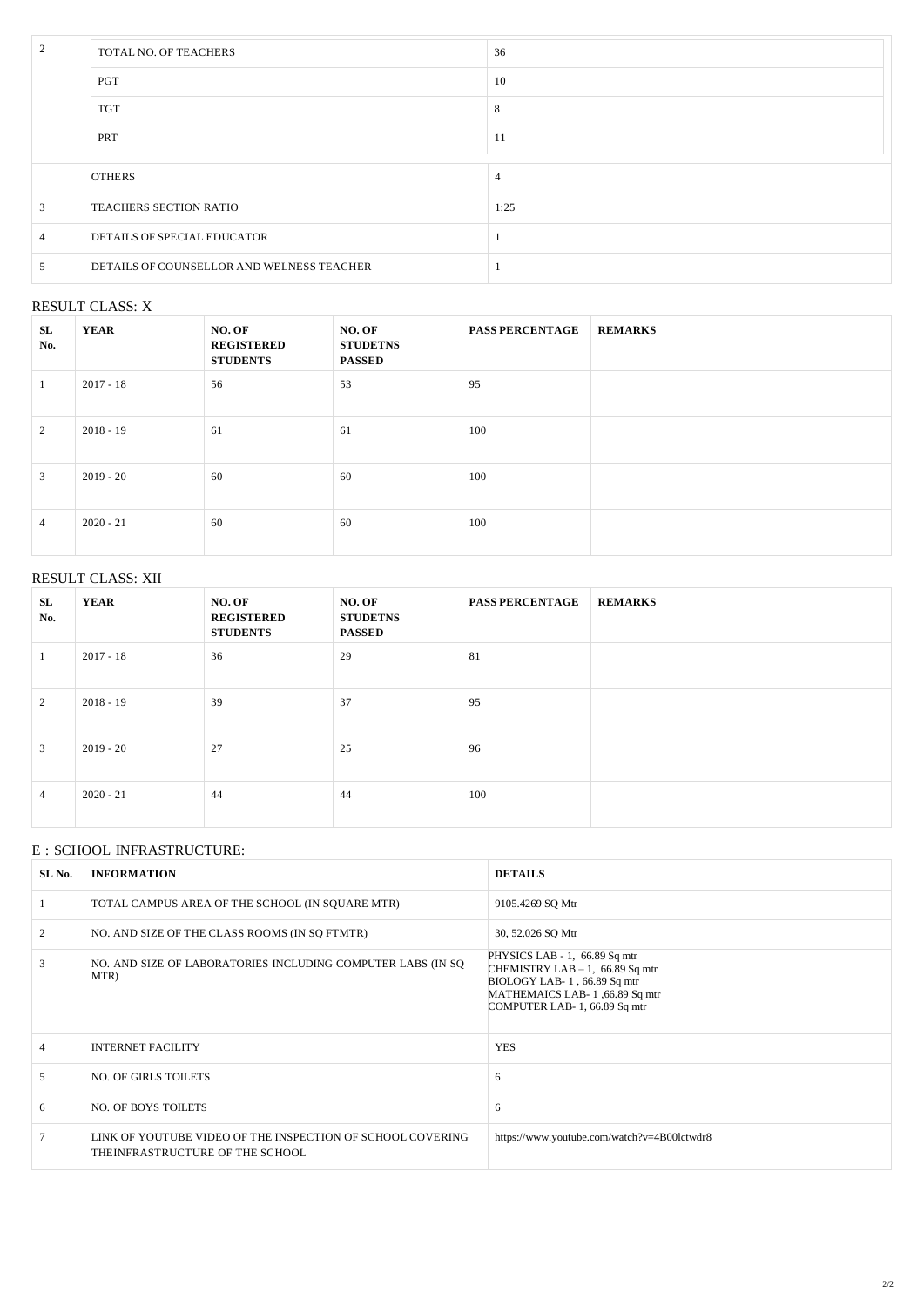| | | |
|---|---|---|
| 2 | TOTAL NO. OF TEACHERS | 36 |
| | PGT | 10 |
| | TGT | 8 |
| | PRT | 11 |
| | OTHERS | 4 |
| 3 | TEACHERS SECTION RATIO | 1:25 |
| 4 | DETAILS OF SPECIAL EDUCATOR | 1 |
| 5 | DETAILS OF COUNSELLOR AND WELNESS TEACHER | 1 |

RESULT CLASS: X

| SL No. | YEAR | NO. OF REGISTERED STUDENTS | NO. OF STUDETNS PASSED | PASS PERCENTAGE | REMARKS |
|---|---|---|---|---|---|
| 1 | 2017 - 18 | 56 | 53 | 95 | |
| 2 | 2018 - 19 | 61 | 61 | 100 | |
| 3 | 2019 - 20 | 60 | 60 | 100 | |
| 4 | 2020 - 21 | 60 | 60 | 100 | |

RESULT CLASS: XII

| SL No. | YEAR | NO. OF REGISTERED STUDENTS | NO. OF STUDETNS PASSED | PASS PERCENTAGE | REMARKS |
|---|---|---|---|---|---|
| 1 | 2017 - 18 | 36 | 29 | 81 | |
| 2 | 2018 - 19 | 39 | 37 | 95 | |
| 3 | 2019 - 20 | 27 | 25 | 96 | |
| 4 | 2020 - 21 | 44 | 44 | 100 | |

E : SCHOOL INFRASTRUCTURE:

| SL No. | INFORMATION | DETAILS |
|---|---|---|
| 1 | TOTAL CAMPUS AREA OF THE SCHOOL (IN SQUARE MTR) | 9105.4269 SQ Mtr |
| 2 | NO. AND SIZE OF THE CLASS ROOMS (IN SQ FTMTR) | 30, 52.026 SQ Mtr |
| 3 | NO. AND SIZE OF LABORATORIES INCLUDING COMPUTER LABS (IN SQ MTR) | PHYSICS LAB - 1, 66.89 Sq mtr<br>CHEMISTRY LAB – 1, 66.89 Sq mtr<br>BIOLOGY LAB- 1 , 66.89 Sq mtr<br>MATHEMAICS LAB- 1 ,66.89 Sq mtr<br>COMPUTER LAB- 1, 66.89 Sq mtr |
| 4 | INTERNET FACILITY | YES |
| 5 | NO. OF GIRLS TOILETS | 6 |
| 6 | NO. OF BOYS TOILETS | 6 |
| 7 | LINK OF YOUTUBE VIDEO OF THE INSPECTION OF SCHOOL COVERING THEINFRASTRUCTURE OF THE SCHOOL | https://www.youtube.com/watch?v=4B00lctwdr8 |